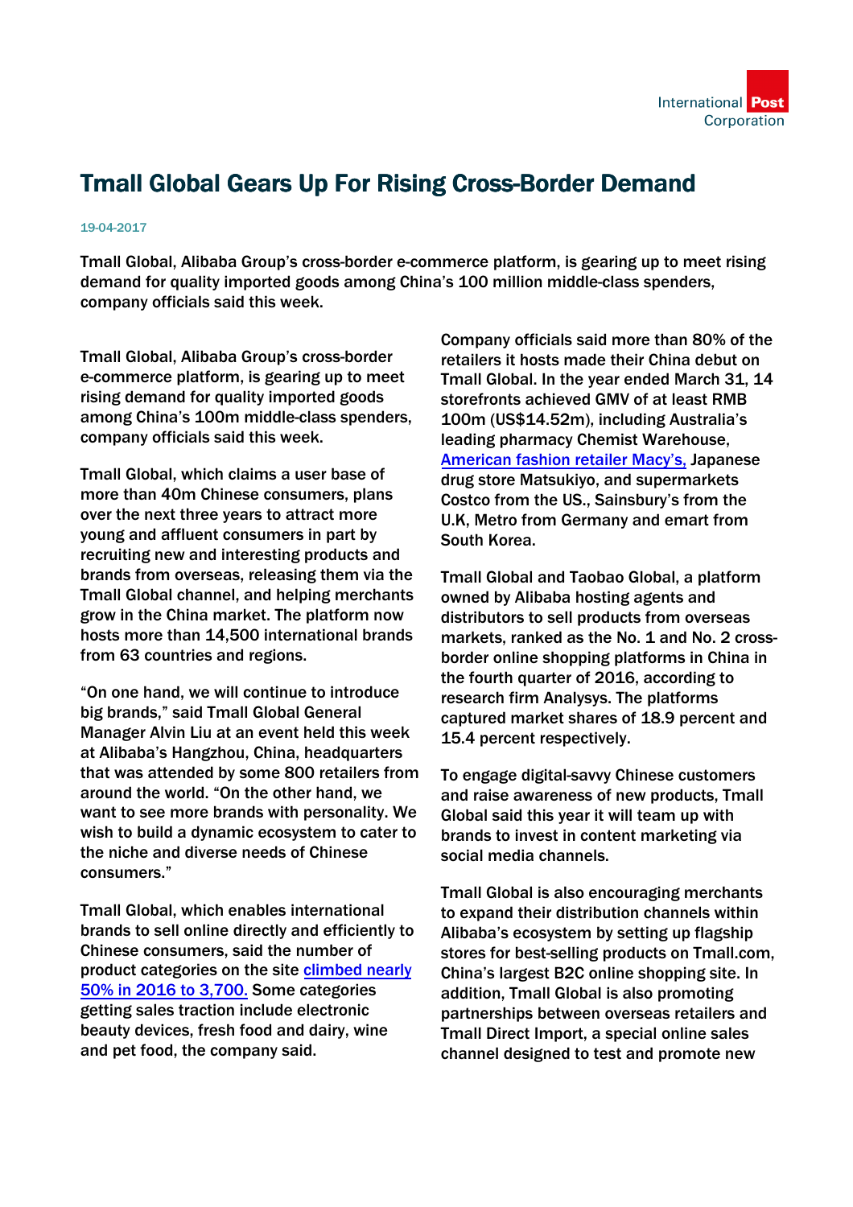# Tmall Global Gears Up For Rising Cross-Border Demand

19-04-2017

Tmall Global, Alibaba Group's cross-border e-commerce platform, is gearing up to meet rising demand for quality imported goods among China's 100 million middle-class spenders, company officials said this week.

Tmall Global, Alibaba Group's cross-border e-commerce platform, is gearing up to meet rising demand for quality imported goods among China's 100m middle-class spenders, company officials said this week.

Tmall Global, which claims a user base of more than 40m Chinese consumers, plans over the next three years to attract more young and affluent consumers in part by recruiting new and interesting products and brands from overseas, releasing them via the Tmall Global channel, and helping merchants grow in the China market. The platform now hosts more than 14,500 international brands from 63 countries and regions.

"On one hand, we will continue to introduce big brands," said Tmall Global General Manager Alvin Liu at an event held this week at Alibaba's Hangzhou, China, headquarters that was attended by some 800 retailers from around the world. "On the other hand, we want to see more brands with personality. We wish to build a dynamic ecosystem to cater to the niche and diverse needs of Chinese consumers."

Tmall Global, which enables international brands to sell online directly and efficiently to Chinese consumers, said the number of product categories on the site climbed nearly 50% in 2016 to 3,700. Some categories getting sales traction include electronic beauty devices, fresh food and dairy, wine and pet food, the company said.

Company officials said more than 80% of the retailers it hosts made their China debut on Tmall Global. In the year ended March 31, 14 storefronts achieved GMV of at least RMB 100m (US$14.52m), including Australia's leading pharmacy Chemist Warehouse, American fashion retailer Macy's, Japanese drug store Matsukiyo, and supermarkets Costco from the US., Sainsbury's from the U.K, Metro from Germany and emart from South Korea.

Tmall Global and Taobao Global, a platform owned by Alibaba hosting agents and distributors to sell products from overseas markets, ranked as the No. 1 and No. 2 cross-border online shopping platforms in China in the fourth quarter of 2016, according to research firm Analysys. The platforms captured market shares of 18.9 percent and 15.4 percent respectively.

To engage digital-savvy Chinese customers and raise awareness of new products, Tmall Global said this year it will team up with brands to invest in content marketing via social media channels.

Tmall Global is also encouraging merchants to expand their distribution channels within Alibaba's ecosystem by setting up flagship stores for best-selling products on Tmall.com, China's largest B2C online shopping site. In addition, Tmall Global is also promoting partnerships between overseas retailers and Tmall Direct Import, a special online sales channel designed to test and promote new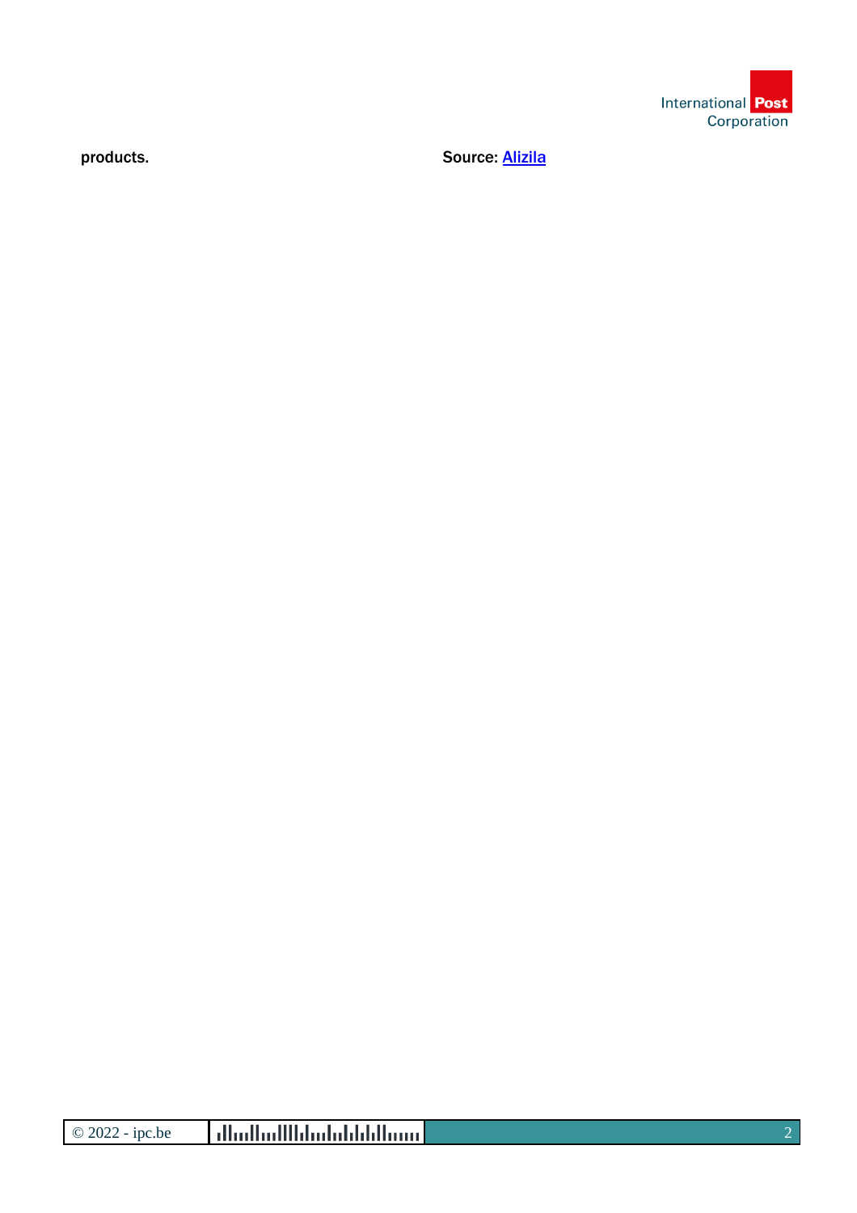products.

Source: [Alizila]